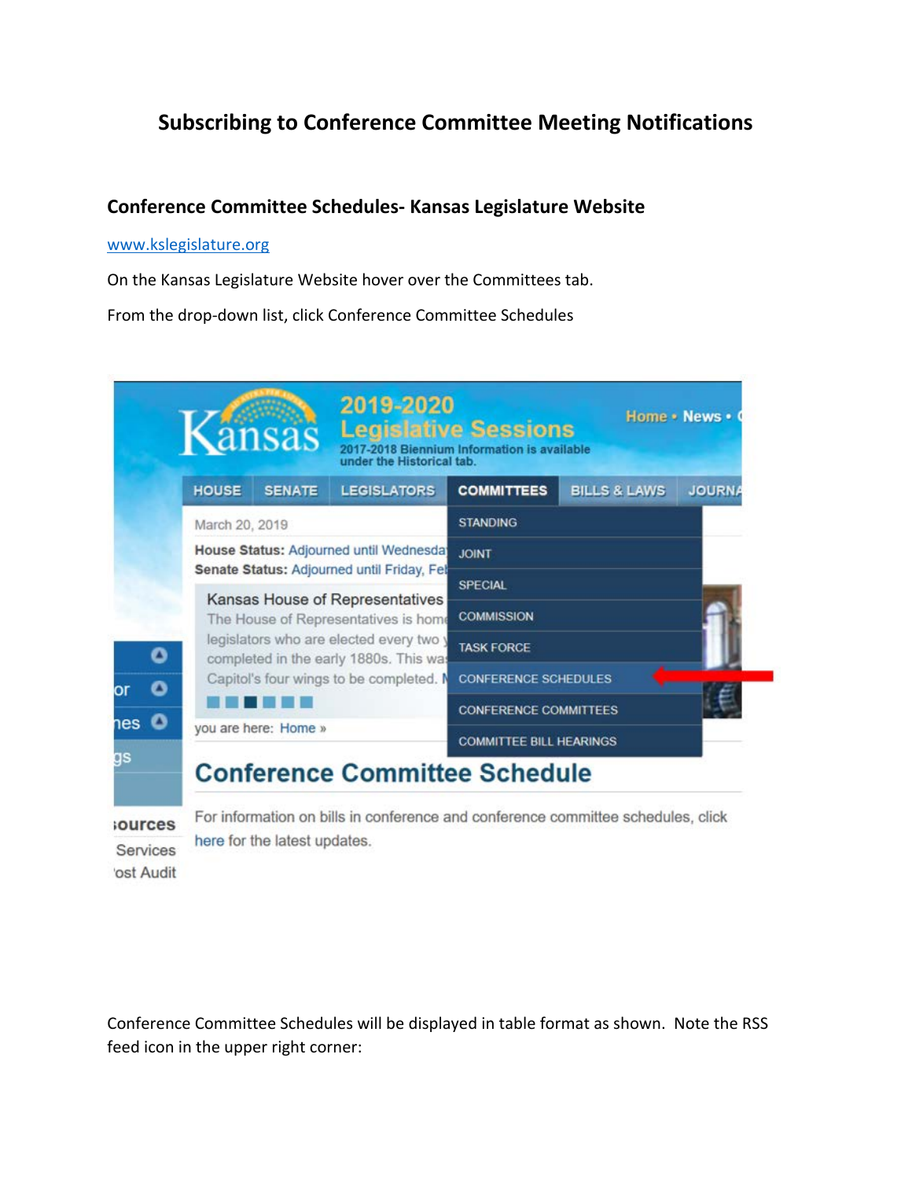# Subscribing to Conference Committee Meeting Notifications

## Conference Committee Schedules- Kansas Legislature Website

[www.kslegislature.org](http://www.kslegislature.org)

On the Kansas Legislature Website hover over the Committees tab.

From the drop-down list, click Conference Committee Schedules

Conference Committee Schedules will be displayed in table format as shown. Note the RSS feed icon in the upper right corner: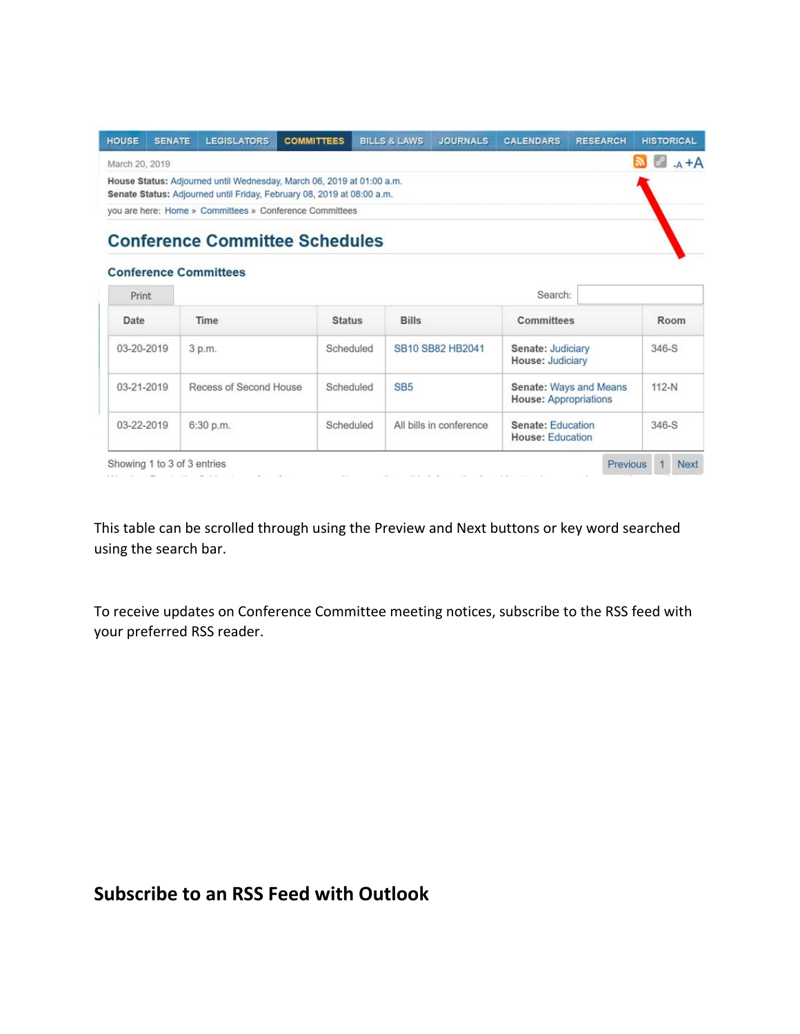HOUSE | SENATE | LEGISLATORS | COMMITTEES | BILLS & LAWS | JOURNALS | CALENDARS | RESEARCH | HISTORICAL

March 20, 2019

**House Status:** Adjourned until Wednesday, March 06, 2019 at 01:00 a.m.
**Senate Status:** Adjourned until Friday, February 08, 2019 at 08:00 a.m.

you are here: Home » Committees » Conference Committees

## Conference Committee Schedules

### Conference Committees

Print

Search:

| Date | Time | Status | Bills | Committees | Room |
|---|---|---|---|---|---|
| 03-20-2019 | 3 p.m. | Scheduled | SB10 SB82 HB2041 | **Senate:** Judiciary **House:** Judiciary | 346-S |
| 03-21-2019 | Recess of Second House | Scheduled | SB5 | **Senate:** Ways and Means **House:** Appropriations | 112-N |
| 03-22-2019 | 6:30 p.m. | Scheduled | All bills in conference | **Senate:** Education **House:** Education | 346-S |

Showing 1 to 3 of 3 entries

Previous 1 Next

This table can be scrolled through using the Preview and Next buttons or key word searched using the search bar.

To receive updates on Conference Committee meeting notices, subscribe to the RSS feed with your preferred RSS reader.

## Subscribe to an RSS Feed with Outlook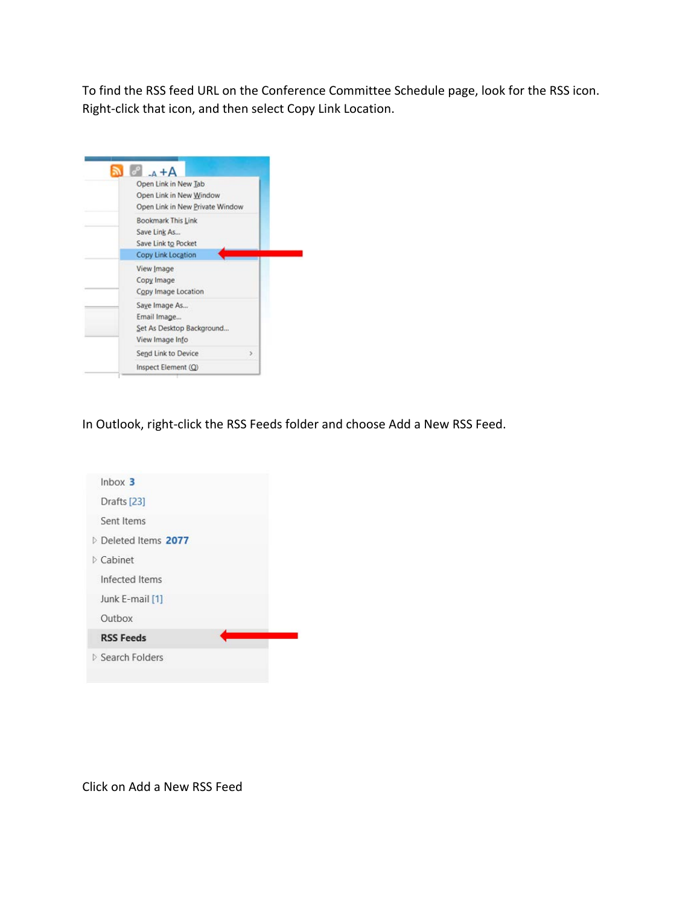To find the RSS feed URL on the Conference Committee Schedule page, look for the RSS icon. Right-click that icon, and then select Copy Link Location.

In Outlook, right-click the RSS Feeds folder and choose Add a New RSS Feed.

Click on Add a New RSS Feed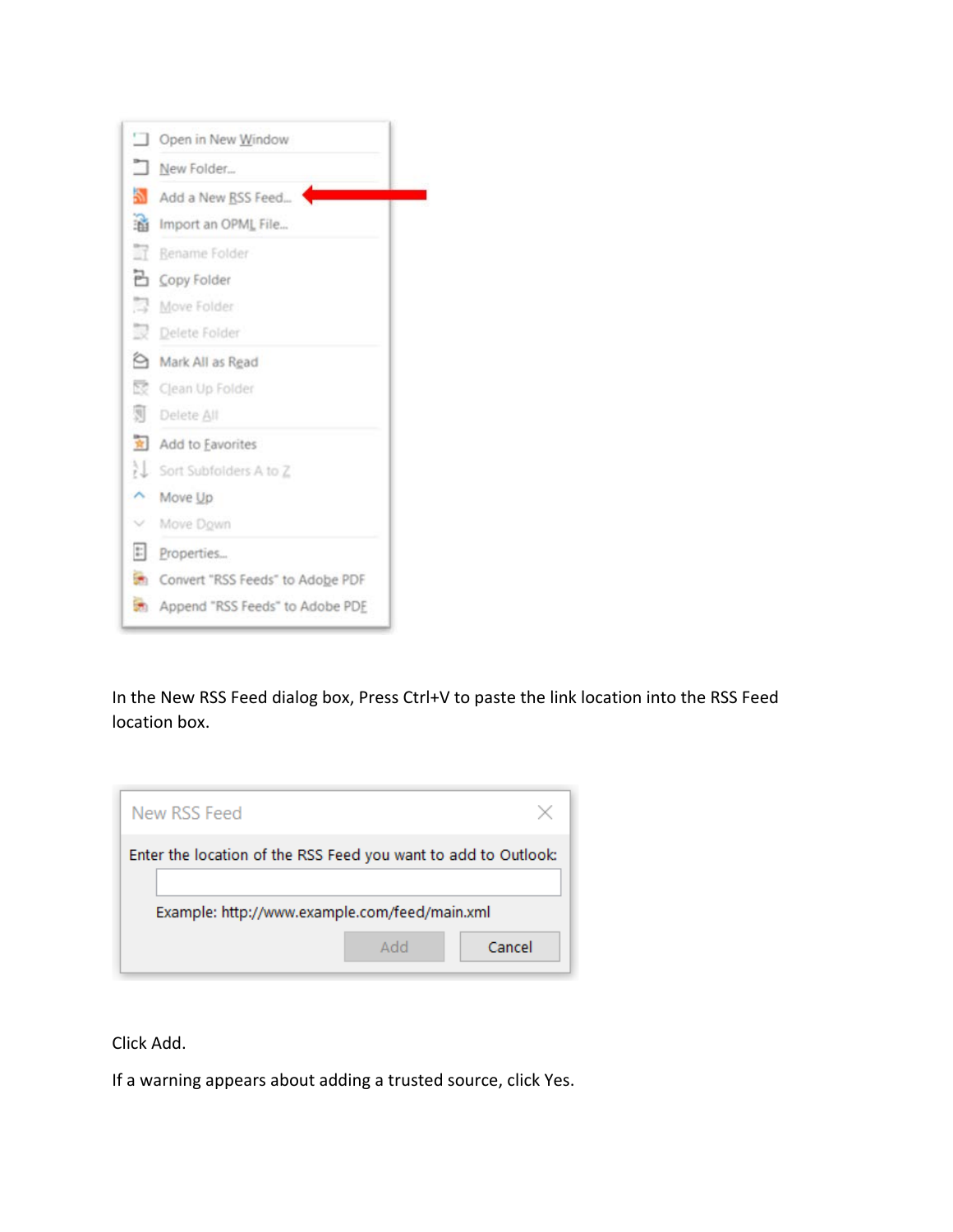In the New RSS Feed dialog box, Press Ctrl+V to paste the link location into the RSS Feed location box.

Click Add.

If a warning appears about adding a trusted source, click Yes.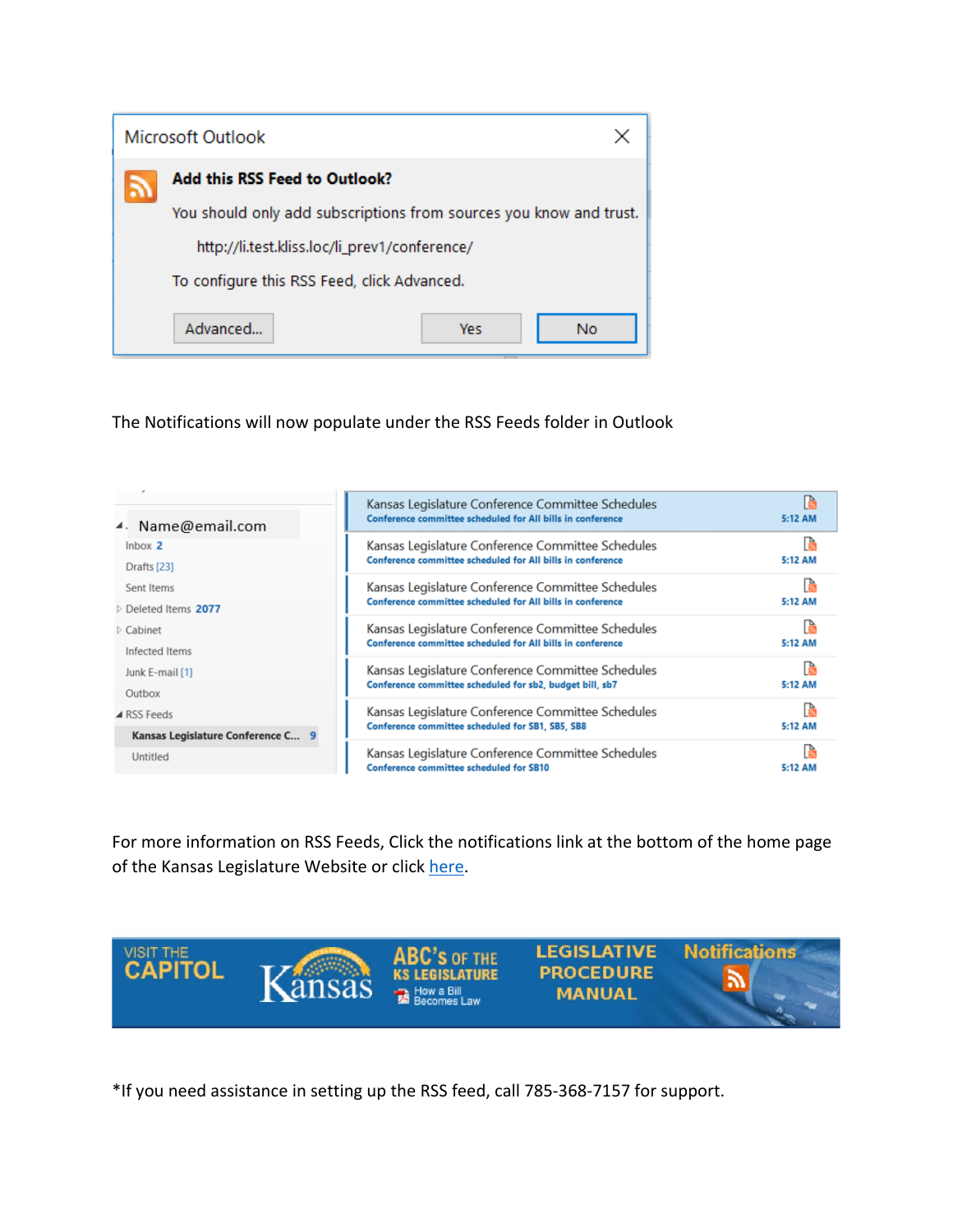The Notifications will now populate under the RSS Feeds folder in Outlook

For more information on RSS Feeds, Click the notifications link at the bottom of the home page of the Kansas Legislature Website or click here.

*If you need assistance in setting up the RSS feed, call 785-368-7157 for support.